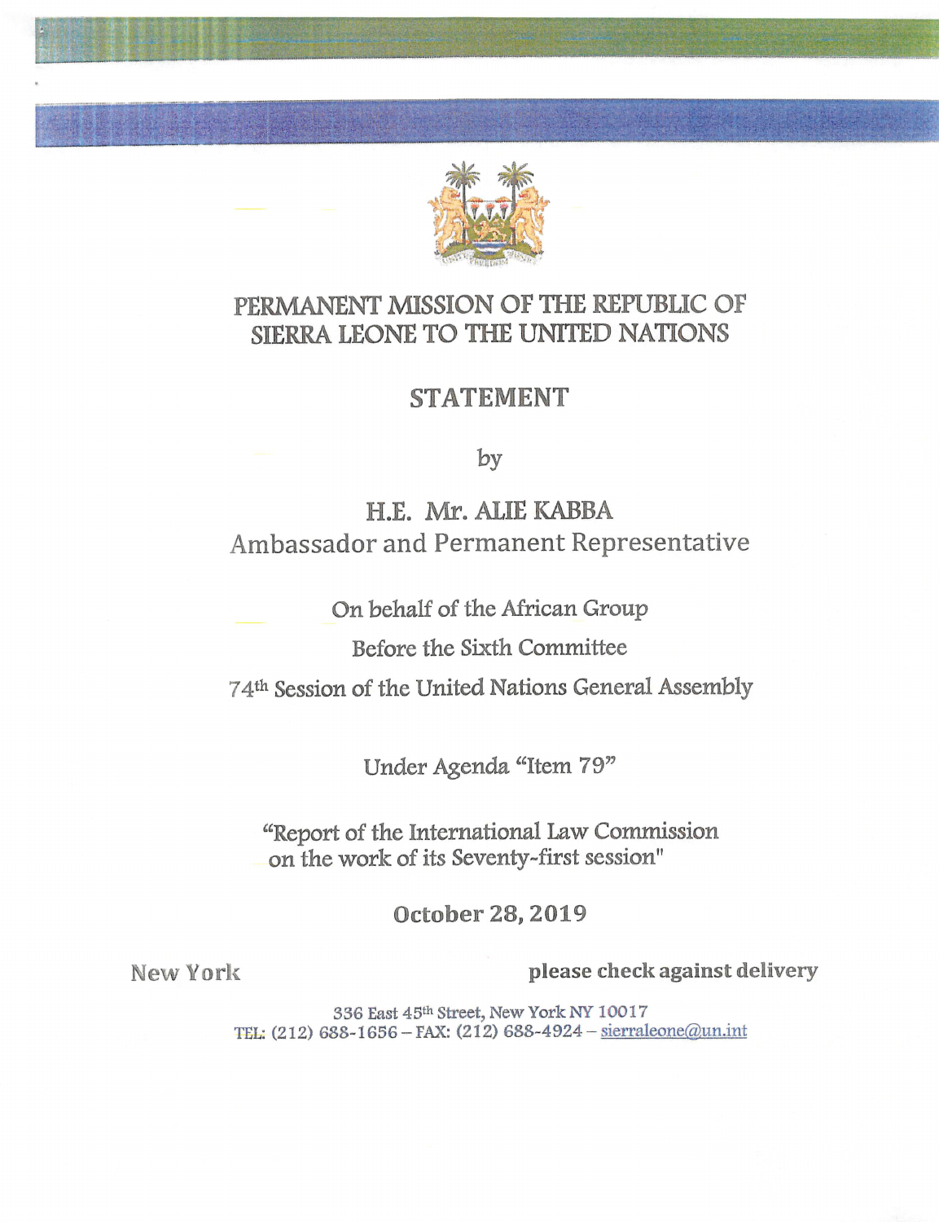# PERMANENT MISSION OF THE REPUBLIC OF SIERRA LEONE TO THE UNITED NATIONS

## STATEMENT

by

### H.E. Mr. ALIE KABBA

Ambassador and Permanent Representative

On behalf of the African Group

Before the Sixth Committee

74th Session of the United Nations General Assembly

Under Agenda "Item 79"

"Report of the International Law Commission on the work of its Seventy-first session"

**October 28, 2019**

New York

**please check against delivery**

336 East 45th Street, New York NY 10017
TEL: (212) 688-1656 – FAX: (212) 688-4924 – sierraleone@un.int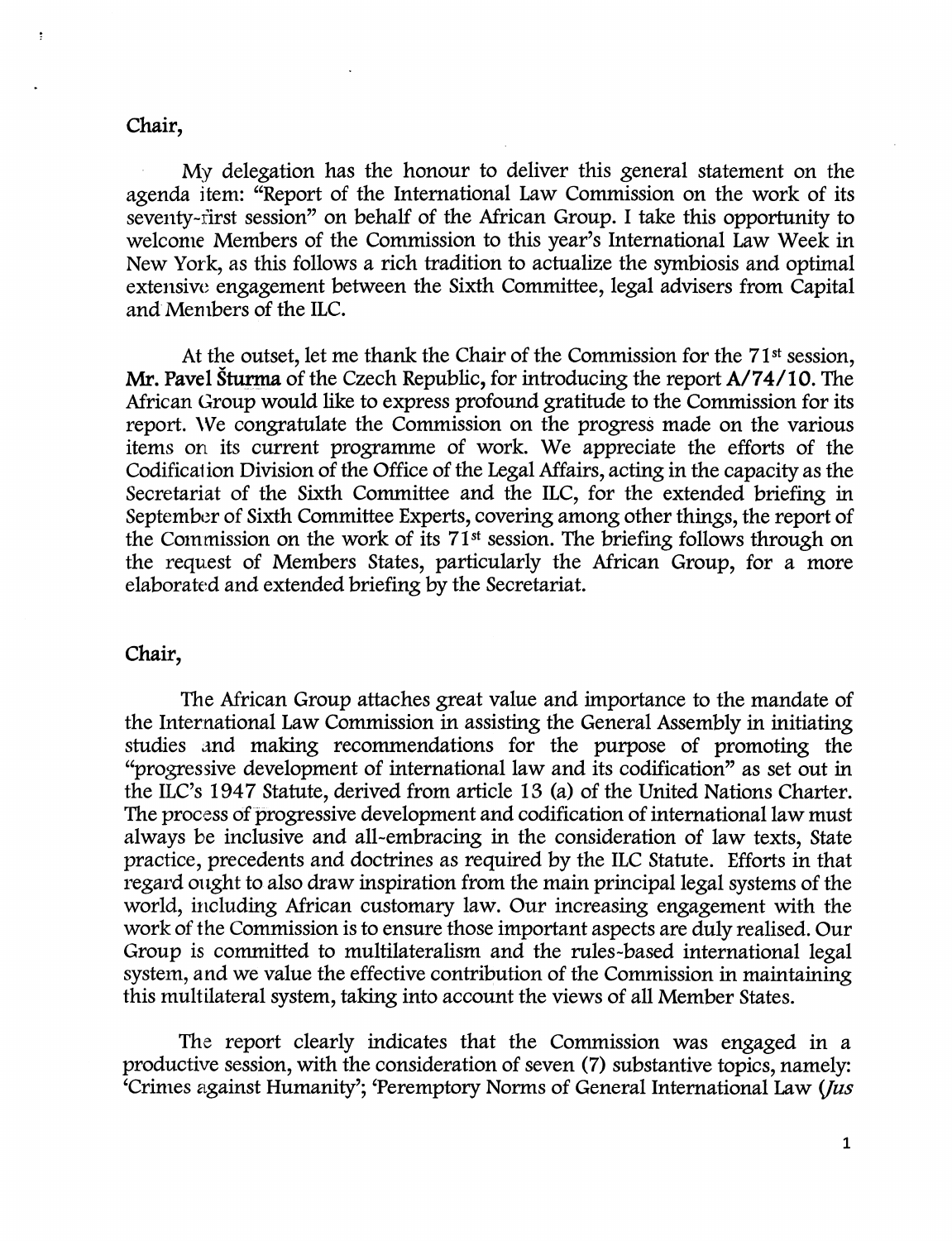Chair,

My delegation has the honour to deliver this general statement on the agenda item: "Report of the International Law Commission on the work of its seventy-first session" on behalf of the African Group. I take this opportunity to welcome Members of the Commission to this year's International Law Week in New York, as this follows a rich tradition to actualize the symbiosis and optimal extensive engagement between the Sixth Committee, legal advisers from Capital and Members of the ILC.

At the outset, let me thank the Chair of the Commission for the 71st session, **Mr. Pavel Šturma** of the Czech Republic, for introducing the report **A/74/10.** The African Group would like to express profound gratitude to the Commission for its report. We congratulate the Commission on the progress made on the various items on its current programme of work. We appreciate the efforts of the Codification Division of the Office of the Legal Affairs, acting in the capacity as the Secretariat of the Sixth Committee and the ILC, for the extended briefing in September of Sixth Committee Experts, covering among other things, the report of the Commission on the work of its 71st session. The briefing follows through on the request of Members States, particularly the African Group, for a more elaborated and extended briefing by the Secretariat.

Chair,

The African Group attaches great value and importance to the mandate of the International Law Commission in assisting the General Assembly in initiating studies and making recommendations for the purpose of promoting the "progressive development of international law and its codification" as set out in the ILC's 1947 Statute, derived from article 13 (a) of the United Nations Charter. The process of progressive development and codification of international law must always be inclusive and all-embracing in the consideration of law texts, State practice, precedents and doctrines as required by the ILC Statute. Efforts in that regard ought to also draw inspiration from the main principal legal systems of the world, including African customary law. Our increasing engagement with the work of the Commission is to ensure those important aspects are duly realised. Our Group is committed to multilateralism and the rules-based international legal system, and we value the effective contribution of the Commission in maintaining this multilateral system, taking into account the views of all Member States.

The report clearly indicates that the Commission was engaged in a productive session, with the consideration of seven (7) substantive topics, namely: 'Crimes against Humanity'; 'Peremptory Norms of General International Law (*Jus*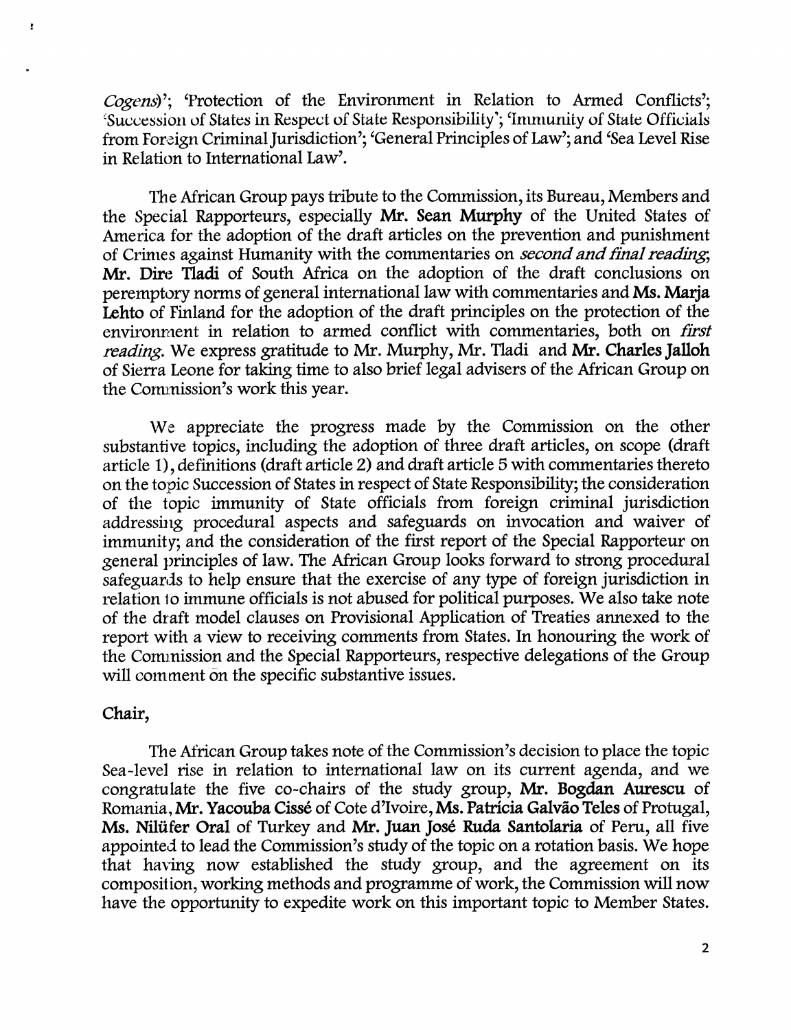*Cogens*)'; 'Protection of the Environment in Relation to Armed Conflicts'; 'Succession of States in Respect of State Responsibility'; 'Immunity of State Officials from Foreign Criminal Jurisdiction'; 'General Principles of Law'; and 'Sea Level Rise in Relation to International Law'.

The African Group pays tribute to the Commission, its Bureau, Members and the Special Rapporteurs, especially **Mr. Sean Murphy** of the United States of America for the adoption of the draft articles on the prevention and punishment of Crimes against Humanity with the commentaries on *second and final reading*; **Mr. Dire Tladi** of South Africa on the adoption of the draft conclusions on peremptory norms of general international law with commentaries and **Ms. Marja Lehto** of Finland for the adoption of the draft principles on the protection of the environment in relation to armed conflict with commentaries, both on *first reading*. We express gratitude to Mr. Murphy, Mr. Tladi and **Mr. Charles Jalloh** of Sierra Leone for taking time to also brief legal advisers of the African Group on the Commission's work this year.

We appreciate the progress made by the Commission on the other substantive topics, including the adoption of three draft articles, on scope (draft article 1), definitions (draft article 2) and draft article 5 with commentaries thereto on the topic Succession of States in respect of State Responsibility; the consideration of the topic immunity of State officials from foreign criminal jurisdiction addressing procedural aspects and safeguards on invocation and waiver of immunity; and the consideration of the first report of the Special Rapporteur on general principles of law. The African Group looks forward to strong procedural safeguards to help ensure that the exercise of any type of foreign jurisdiction in relation to immune officials is not abused for political purposes. We also take note of the draft model clauses on Provisional Application of Treaties annexed to the report with a view to receiving comments from States. In honouring the work of the Commission and the Special Rapporteurs, respective delegations of the Group will comment on the specific substantive issues.

**Chair,**

The African Group takes note of the Commission's decision to place the topic Sea-level rise in relation to international law on its current agenda, and we congratulate the five co-chairs of the study group, **Mr. Bogdan Aurescu** of Romania, **Mr. Yacouba Cissé** of Cote d'Ivoire, **Ms. Patrícia Galvão Teles** of Protugal, **Ms. Nilüfer Oral** of Turkey and **Mr. Juan José Ruda Santolaria** of Peru, all five appointed to lead the Commission's study of the topic on a rotation basis. We hope that having now established the study group, and the agreement on its composition, working methods and programme of work, the Commission will now have the opportunity to expedite work on this important topic to Member States.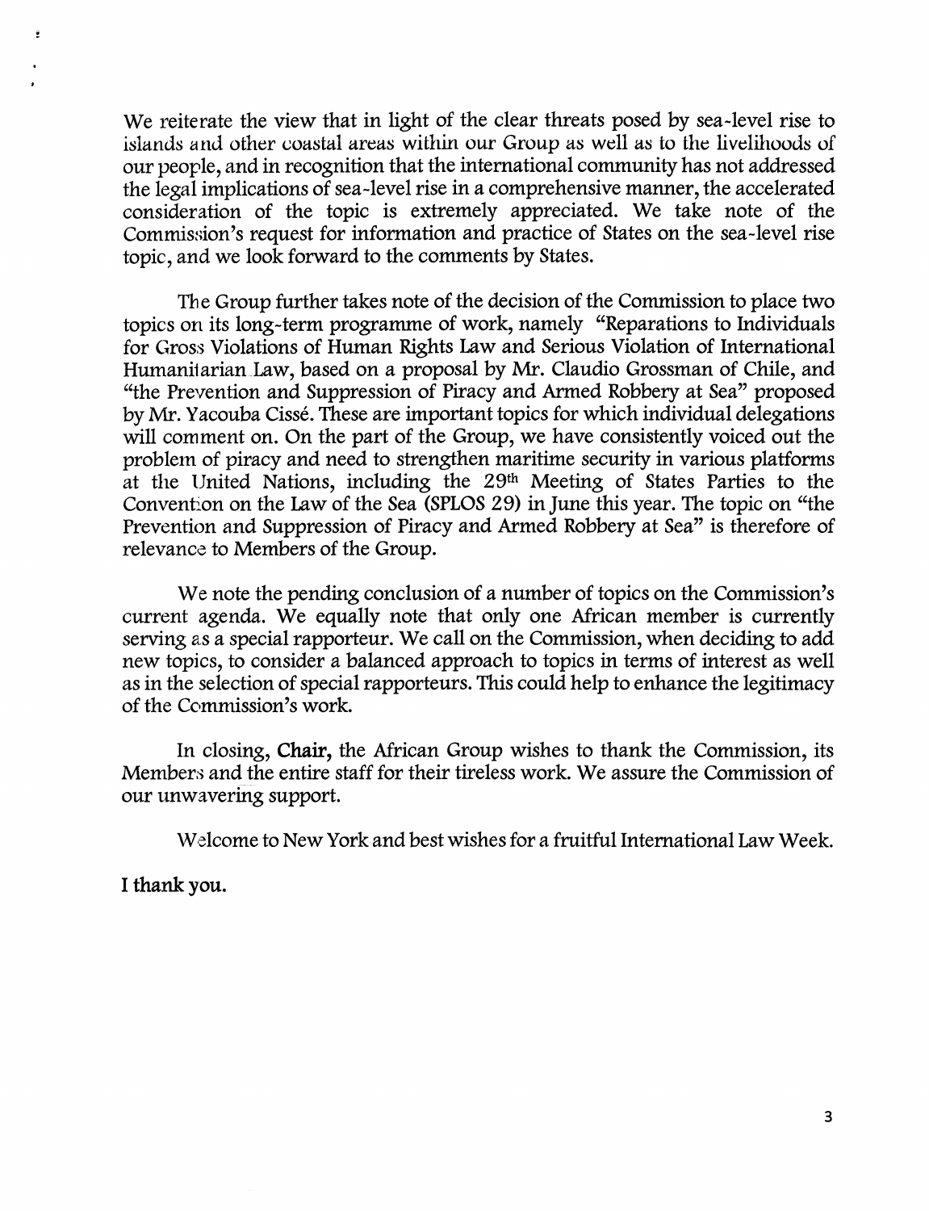We reiterate the view that in light of the clear threats posed by sea-level rise to islands and other coastal areas within our Group as well as to the livelihoods of our people, and in recognition that the international community has not addressed the legal implications of sea-level rise in a comprehensive manner, the accelerated consideration of the topic is extremely appreciated. We take note of the Commission's request for information and practice of States on the sea-level rise topic, and we look forward to the comments by States.

The Group further takes note of the decision of the Commission to place two topics on its long-term programme of work, namely "Reparations to Individuals for Gross Violations of Human Rights Law and Serious Violation of International Humanitarian Law, based on a proposal by Mr. Claudio Grossman of Chile, and "the Prevention and Suppression of Piracy and Armed Robbery at Sea" proposed by Mr. Yacouba Cissé. These are important topics for which individual delegations will comment on. On the part of the Group, we have consistently voiced out the problem of piracy and need to strengthen maritime security in various platforms at the United Nations, including the 29th Meeting of States Parties to the Convention on the Law of the Sea (SPLOS 29) in June this year. The topic on "the Prevention and Suppression of Piracy and Armed Robbery at Sea" is therefore of relevance to Members of the Group.

We note the pending conclusion of a number of topics on the Commission's current agenda. We equally note that only one African member is currently serving as a special rapporteur. We call on the Commission, when deciding to add new topics, to consider a balanced approach to topics in terms of interest as well as in the selection of special rapporteurs. This could help to enhance the legitimacy of the Commission's work.

In closing, **Chair,** the African Group wishes to thank the Commission, its Members and the entire staff for their tireless work. We assure the Commission of our unwavering support.

Welcome to New York and best wishes for a fruitful International Law Week.

**I thank you.**